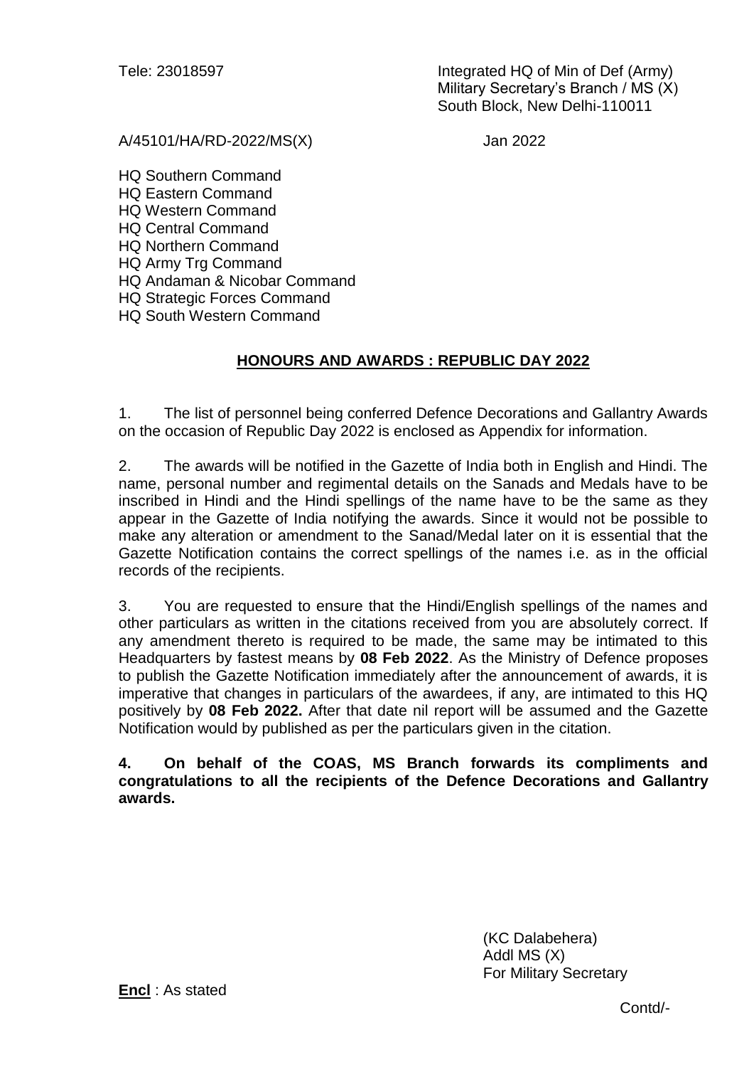Tele: 23018597

Integrated HQ of Min of Def (Army)
Military Secretary's Branch / MS (X)
South Block, New Delhi-110011

A/45101/HA/RD-2022/MS(X) Jan 2022

HQ Southern Command
HQ Eastern Command
HQ Western Command
HQ Central Command
HQ Northern Command
HQ Army Trg Command
HQ Andaman & Nicobar Command
HQ Strategic Forces Command
HQ South Western Command

## HONOURS AND AWARDS : REPUBLIC DAY 2022

1. The list of personnel being conferred Defence Decorations and Gallantry Awards on the occasion of Republic Day 2022 is enclosed as Appendix for information.

2. The awards will be notified in the Gazette of India both in English and Hindi. The name, personal number and regimental details on the Sanads and Medals have to be inscribed in Hindi and the Hindi spellings of the name have to be the same as they appear in the Gazette of India notifying the awards. Since it would not be possible to make any alteration or amendment to the Sanad/Medal later on it is essential that the Gazette Notification contains the correct spellings of the names i.e. as in the official records of the recipients.

3. You are requested to ensure that the Hindi/English spellings of the names and other particulars as written in the citations received from you are absolutely correct. If any amendment thereto is required to be made, the same may be intimated to this Headquarters by fastest means by **08 Feb 2022**. As the Ministry of Defence proposes to publish the Gazette Notification immediately after the announcement of awards, it is imperative that changes in particulars of the awardees, if any, are intimated to this HQ positively by **08 Feb 2022.** After that date nil report will be assumed and the Gazette Notification would by published as per the particulars given in the citation.

**4. On behalf of the COAS, MS Branch forwards its compliments and congratulations to all the recipients of the Defence Decorations and Gallantry awards.**

(KC Dalabehera)
Addl MS (X)
For Military Secretary

**Encl** : As stated

Contd/-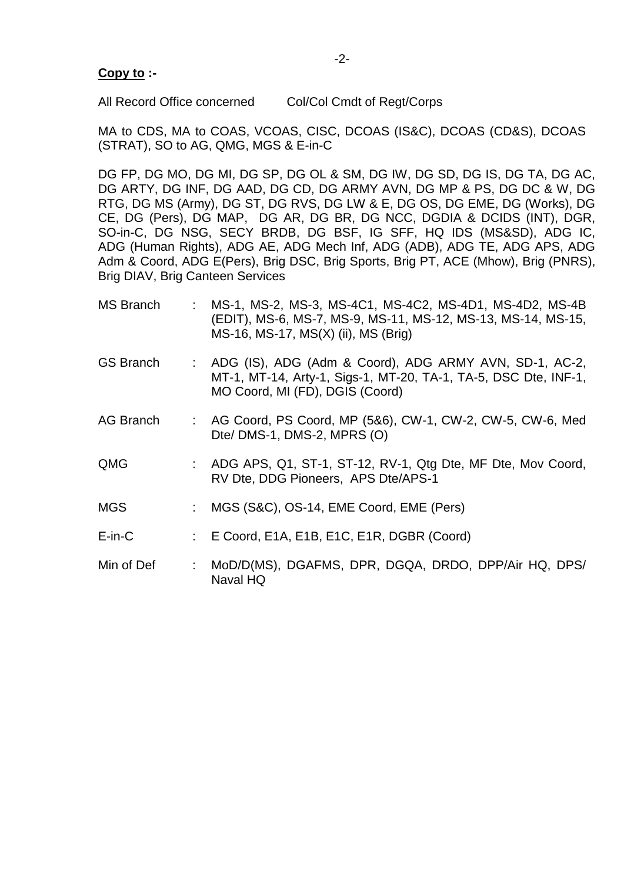**Copy to :-**

All Record Office concerned  Col/Col Cmdt of Regt/Corps

MA to CDS, MA to COAS, VCOAS, CISC, DCOAS (IS&C), DCOAS (CD&S), DCOAS (STRAT), SO to AG, QMG, MGS & E-in-C

DG FP, DG MO, DG MI, DG SP, DG OL & SM, DG IW, DG SD, DG IS, DG TA, DG AC, DG ARTY, DG INF, DG AAD, DG CD, DG ARMY AVN, DG MP & PS, DG DC & W, DG RTG, DG MS (Army), DG ST, DG RVS, DG LW & E, DG OS, DG EME, DG (Works), DG CE, DG (Pers), DG MAP, DG AR, DG BR, DG NCC, DGDIA & DCIDS (INT), DGR, SO-in-C, DG NSG, SECY BRDB, DG BSF, IG SFF, HQ IDS (MS&SD), ADG IC, ADG (Human Rights), ADG AE, ADG Mech Inf, ADG (ADB), ADG TE, ADG APS, ADG Adm & Coord, ADG E(Pers), Brig DSC, Brig Sports, Brig PT, ACE (Mhow), Brig (PNRS), Brig DIAV, Brig Canteen Services

| | | |
|---|---|---|
| MS Branch | : | MS-1, MS-2, MS-3, MS-4C1, MS-4C2, MS-4D1, MS-4D2, MS-4B (EDIT), MS-6, MS-7, MS-9, MS-11, MS-12, MS-13, MS-14, MS-15, MS-16, MS-17, MS(X) (ii), MS (Brig) |
| GS Branch | : | ADG (IS), ADG (Adm & Coord), ADG ARMY AVN, SD-1, AC-2, MT-1, MT-14, Arty-1, Sigs-1, MT-20, TA-1, TA-5, DSC Dte, INF-1, MO Coord, MI (FD), DGIS (Coord) |
| AG Branch | : | AG Coord, PS Coord, MP (5&6), CW-1, CW-2, CW-5, CW-6, Med Dte/ DMS-1, DMS-2, MPRS (O) |
| QMG | : | ADG APS, Q1, ST-1, ST-12, RV-1, Qtg Dte, MF Dte, Mov Coord, RV Dte, DDG Pioneers, APS Dte/APS-1 |
| MGS | : | MGS (S&C), OS-14, EME Coord, EME (Pers) |
| E-in-C | : | E Coord, E1A, E1B, E1C, E1R, DGBR (Coord) |
| Min of Def | : | MoD/D(MS), DGAFMS, DPR, DGQA, DRDO, DPP/Air HQ, DPS/ Naval HQ |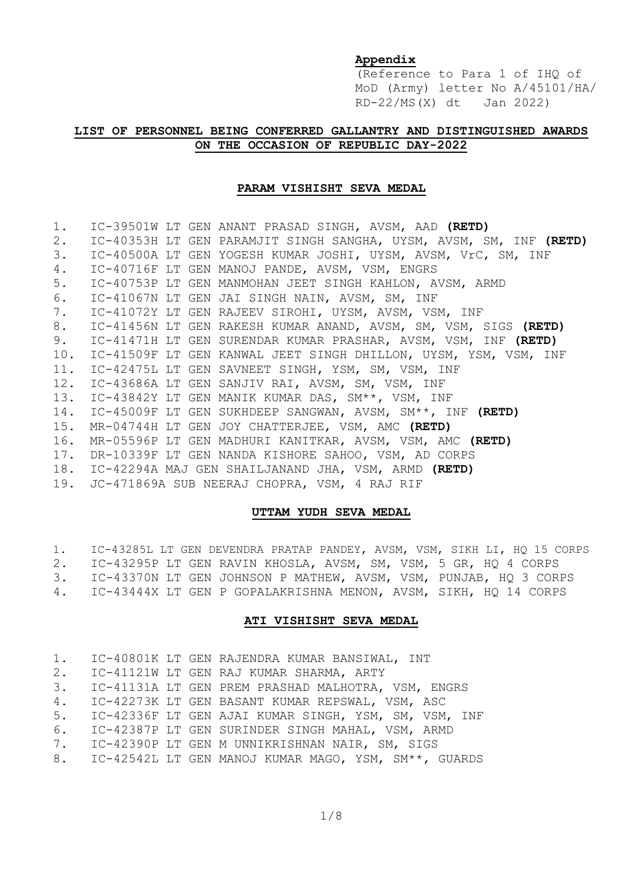**Appendix**

(Reference to Para 1 of IHQ of MoD (Army) letter No A/45101/HA/ RD-22/MS(X) dt   Jan 2022)

## LIST OF PERSONNEL BEING CONFERRED GALLANTRY AND DISTINGUISHED AWARDS ON THE OCCASION OF REPUBLIC DAY-2022

### PARAM VISHISHT SEVA MEDAL

1. IC-39501W LT GEN ANANT PRASAD SINGH, AVSM, AAD **(RETD)**
2. IC-40353H LT GEN PARAMJIT SINGH SANGHA, UYSM, AVSM, SM, INF **(RETD)**
3. IC-40500A LT GEN YOGESH KUMAR JOSHI, UYSM, AVSM, VrC, SM, INF
4. IC-40716F LT GEN MANOJ PANDE, AVSM, VSM, ENGRS
5. IC-40753P LT GEN MANMOHAN JEET SINGH KAHLON, AVSM, ARMD
6. IC-41067N LT GEN JAI SINGH NAIN, AVSM, SM, INF
7. IC-41072Y LT GEN RAJEEV SIROHI, UYSM, AVSM, VSM, INF
8. IC-41456N LT GEN RAKESH KUMAR ANAND, AVSM, SM, VSM, SIGS **(RETD)**
9. IC-41471H LT GEN SURENDAR KUMAR PRASHAR, AVSM, VSM, INF **(RETD)**
10. IC-41509F LT GEN KANWAL JEET SINGH DHILLON, UYSM, YSM, VSM, INF
11. IC-42475L LT GEN SAVNEET SINGH, YSM, SM, VSM, INF
12. IC-43686A LT GEN SANJIV RAI, AVSM, SM, VSM, INF
13. IC-43842Y LT GEN MANIK KUMAR DAS, SM**, VSM, INF
14. IC-45009F LT GEN SUKHDEEP SANGWAN, AVSM, SM**, INF **(RETD)**
15. MR-04744H LT GEN JOY CHATTERJEE, VSM, AMC **(RETD)**
16. MR-05596P LT GEN MADHURI KANITKAR, AVSM, VSM, AMC **(RETD)**
17. DR-10339F LT GEN NANDA KISHORE SAHOO, VSM, AD CORPS
18. IC-42294A MAJ GEN SHAILJANAND JHA, VSM, ARMD **(RETD)**
19. JC-471869A SUB NEERAJ CHOPRA, VSM, 4 RAJ RIF

### UTTAM YUDH SEVA MEDAL

1. IC-43285L LT GEN DEVENDRA PRATAP PANDEY, AVSM, VSM, SIKH LI, HQ 15 CORPS
2. IC-43295P LT GEN RAVIN KHOSLA, AVSM, SM, VSM, 5 GR, HQ 4 CORPS
3. IC-43370N LT GEN JOHNSON P MATHEW, AVSM, VSM, PUNJAB, HQ 3 CORPS
4. IC-43444X LT GEN P GOPALAKRISHNA MENON, AVSM, SIKH, HQ 14 CORPS

### ATI VISHISHT SEVA MEDAL

1. IC-40801K LT GEN RAJENDRA KUMAR BANSIWAL, INT
2. IC-41121W LT GEN RAJ KUMAR SHARMA, ARTY
3. IC-41131A LT GEN PREM PRASHAD MALHOTRA, VSM, ENGRS
4. IC-42273K LT GEN BASANT KUMAR REPSWAL, VSM, ASC
5. IC-42336F LT GEN AJAI KUMAR SINGH, YSM, SM, VSM, INF
6. IC-42387P LT GEN SURINDER SINGH MAHAL, VSM, ARMD
7. IC-42390P LT GEN M UNNIKRISHNAN NAIR, SM, SIGS
8. IC-42542L LT GEN MANOJ KUMAR MAGO, YSM, SM**, GUARDS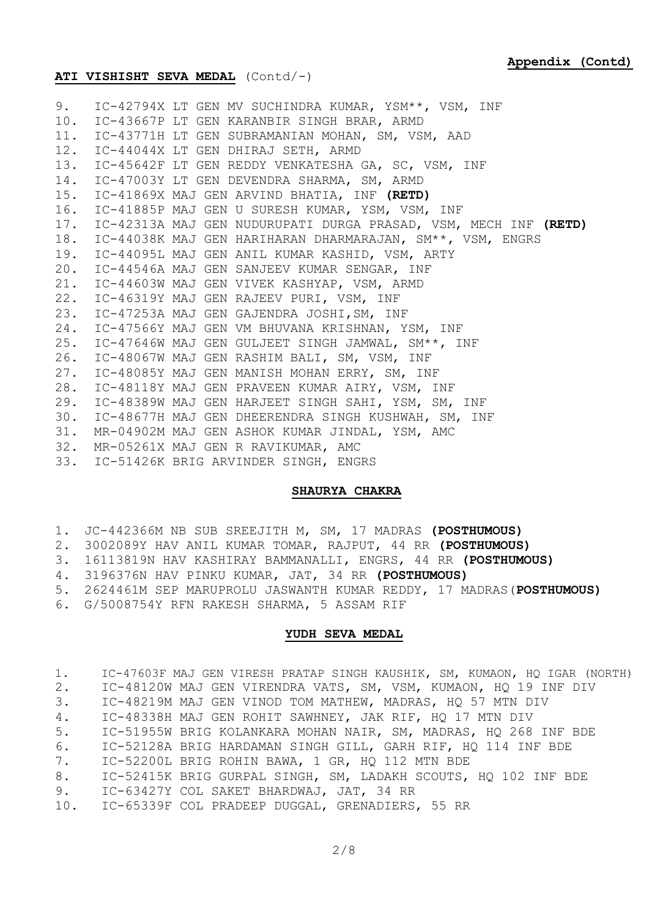**Appendix (Contd)**

**ATI VISHISHT SEVA MEDAL** (Contd/-)

9. IC-42794X LT GEN MV SUCHINDRA KUMAR, YSM**, VSM, INF
10. IC-43667P LT GEN KARANBIR SINGH BRAR, ARMD
11. IC-43771H LT GEN SUBRAMANIAN MOHAN, SM, VSM, AAD
12. IC-44044X LT GEN DHIRAJ SETH, ARMD
13. IC-45642F LT GEN REDDY VENKATESHA GA, SC, VSM, INF
14. IC-47003Y LT GEN DEVENDRA SHARMA, SM, ARMD
15. IC-41869X MAJ GEN ARVIND BHATIA, INF **(RETD)**
16. IC-41885P MAJ GEN U SURESH KUMAR, YSM, VSM, INF
17. IC-42313A MAJ GEN NUDURUPATI DURGA PRASAD, VSM, MECH INF **(RETD)**
18. IC-44038K MAJ GEN HARIHARAN DHARMARAJAN, SM**, VSM, ENGRS
19. IC-44095L MAJ GEN ANIL KUMAR KASHID, VSM, ARTY
20. IC-44546A MAJ GEN SANJEEV KUMAR SENGAR, INF
21. IC-44603W MAJ GEN VIVEK KASHYAP, VSM, ARMD
22. IC-46319Y MAJ GEN RAJEEV PURI, VSM, INF
23. IC-47253A MAJ GEN GAJENDRA JOSHI,SM, INF
24. IC-47566Y MAJ GEN VM BHUVANA KRISHNAN, YSM, INF
25. IC-47646W MAJ GEN GULJEET SINGH JAMWAL, SM**, INF
26. IC-48067W MAJ GEN RASHIM BALI, SM, VSM, INF
27. IC-48085Y MAJ GEN MANISH MOHAN ERRY, SM, INF
28. IC-48118Y MAJ GEN PRAVEEN KUMAR AIRY, VSM, INF
29. IC-48389W MAJ GEN HARJEET SINGH SAHI, YSM, SM, INF
30. IC-48677H MAJ GEN DHEERENDRA SINGH KUSHWAH, SM, INF
31. MR-04902M MAJ GEN ASHOK KUMAR JINDAL, YSM, AMC
32. MR-05261X MAJ GEN R RAVIKUMAR, AMC
33. IC-51426K BRIG ARVINDER SINGH, ENGRS

**SHAURYA CHAKRA**

1. JC-442366M NB SUB SREEJITH M, SM, 17 MADRAS **(POSTHUMOUS)**
2. 3002089Y HAV ANIL KUMAR TOMAR, RAJPUT, 44 RR **(POSTHUMOUS)**
3. 16113819N HAV KASHIRAY BAMMANALLI, ENGRS, 44 RR **(POSTHUMOUS)**
4. 3196376N HAV PINKU KUMAR, JAT, 34 RR **(POSTHUMOUS)**
5. 2624461M SEP MARUPROLU JASWANTH KUMAR REDDY, 17 MADRAS(**POSTHUMOUS)**
6. G/5008754Y RFN RAKESH SHARMA, 5 ASSAM RIF

**YUDH SEVA MEDAL**

1. IC-47603F MAJ GEN VIRESH PRATAP SINGH KAUSHIK, SM, KUMAON, HQ IGAR (NORTH)
2. IC-48120W MAJ GEN VIRENDRA VATS, SM, VSM, KUMAON, HQ 19 INF DIV
3. IC-48219M MAJ GEN VINOD TOM MATHEW, MADRAS, HQ 57 MTN DIV
4. IC-48338H MAJ GEN ROHIT SAWHNEY, JAK RIF, HQ 17 MTN DIV
5. IC-51955W BRIG KOLANKARA MOHAN NAIR, SM, MADRAS, HQ 268 INF BDE
6. IC-52128A BRIG HARDAMAN SINGH GILL, GARH RIF, HQ 114 INF BDE
7. IC-52200L BRIG ROHIN BAWA, 1 GR, HQ 112 MTN BDE
8. IC-52415K BRIG GURPAL SINGH, SM, LADAKH SCOUTS, HQ 102 INF BDE
9. IC-63427Y COL SAKET BHARDWAJ, JAT, 34 RR
10. IC-65339F COL PRADEEP DUGGAL, GRENADIERS, 55 RR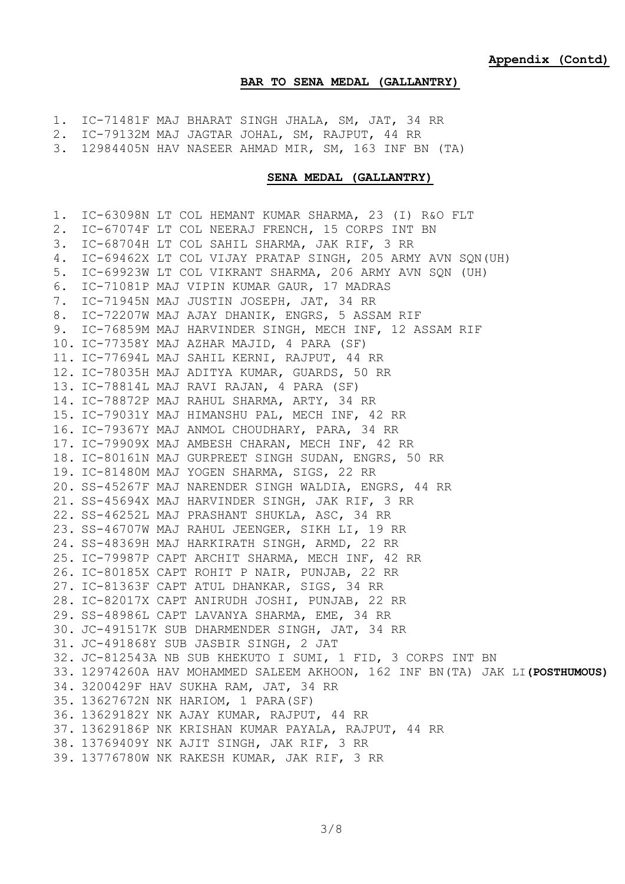**Appendix (Contd)**

**BAR TO SENA MEDAL (GALLANTRY)**

1. IC-71481F MAJ BHARAT SINGH JHALA, SM, JAT, 34 RR
2. IC-79132M MAJ JAGTAR JOHAL, SM, RAJPUT, 44 RR
3. 12984405N HAV NASEER AHMAD MIR, SM, 163 INF BN (TA)

**SENA MEDAL (GALLANTRY)**

1. IC-63098N LT COL HEMANT KUMAR SHARMA, 23 (I) R&O FLT
2. IC-67074F LT COL NEERAJ FRENCH, 15 CORPS INT BN
3. IC-68704H LT COL SAHIL SHARMA, JAK RIF, 3 RR
4. IC-69462X LT COL VIJAY PRATAP SINGH, 205 ARMY AVN SQN(UH)
5. IC-69923W LT COL VIKRANT SHARMA, 206 ARMY AVN SQN (UH)
6. IC-71081P MAJ VIPIN KUMAR GAUR, 17 MADRAS
7. IC-71945N MAJ JUSTIN JOSEPH, JAT, 34 RR
8. IC-72207W MAJ AJAY DHANIK, ENGRS, 5 ASSAM RIF
9. IC-76859M MAJ HARVINDER SINGH, MECH INF, 12 ASSAM RIF
10. IC-77358Y MAJ AZHAR MAJID, 4 PARA (SF)
11. IC-77694L MAJ SAHIL KERNI, RAJPUT, 44 RR
12. IC-78035H MAJ ADITYA KUMAR, GUARDS, 50 RR
13. IC-78814L MAJ RAVI RAJAN, 4 PARA (SF)
14. IC-78872P MAJ RAHUL SHARMA, ARTY, 34 RR
15. IC-79031Y MAJ HIMANSHU PAL, MECH INF, 42 RR
16. IC-79367Y MAJ ANMOL CHOUDHARY, PARA, 34 RR
17. IC-79909X MAJ AMBESH CHARAN, MECH INF, 42 RR
18. IC-80161N MAJ GURPREET SINGH SUDAN, ENGRS, 50 RR
19. IC-81480M MAJ YOGEN SHARMA, SIGS, 22 RR
20. SS-45267F MAJ NARENDER SINGH WALDIA, ENGRS, 44 RR
21. SS-45694X MAJ HARVINDER SINGH, JAK RIF, 3 RR
22. SS-46252L MAJ PRASHANT SHUKLA, ASC, 34 RR
23. SS-46707W MAJ RAHUL JEENGER, SIKH LI, 19 RR
24. SS-48369H MAJ HARKIRATH SINGH, ARMD, 22 RR
25. IC-79987P CAPT ARCHIT SHARMA, MECH INF, 42 RR
26. IC-80185X CAPT ROHIT P NAIR, PUNJAB, 22 RR
27. IC-81363F CAPT ATUL DHANKAR, SIGS, 34 RR
28. IC-82017X CAPT ANIRUDH JOSHI, PUNJAB, 22 RR
29. SS-48986L CAPT LAVANYA SHARMA, EME, 34 RR
30. JC-491517K SUB DHARMENDER SINGH, JAT, 34 RR
31. JC-491868Y SUB JASBIR SINGH, 2 JAT
32. JC-812543A NB SUB KHEKUTO I SUMI, 1 FID, 3 CORPS INT BN
33. 12974260A HAV MOHAMMED SALEEM AKHOON, 162 INF BN(TA) JAK LI **(POSTHUMOUS)**
34. 3200429F HAV SUKHA RAM, JAT, 34 RR
35. 13627672N NK HARIOM, 1 PARA(SF)
36. 13629182Y NK AJAY KUMAR, RAJPUT, 44 RR
37. 13629186P NK KRISHAN KUMAR PAYALA, RAJPUT, 44 RR
38. 13769409Y NK AJIT SINGH, JAK RIF, 3 RR
39. 13776780W NK RAKESH KUMAR, JAK RIF, 3 RR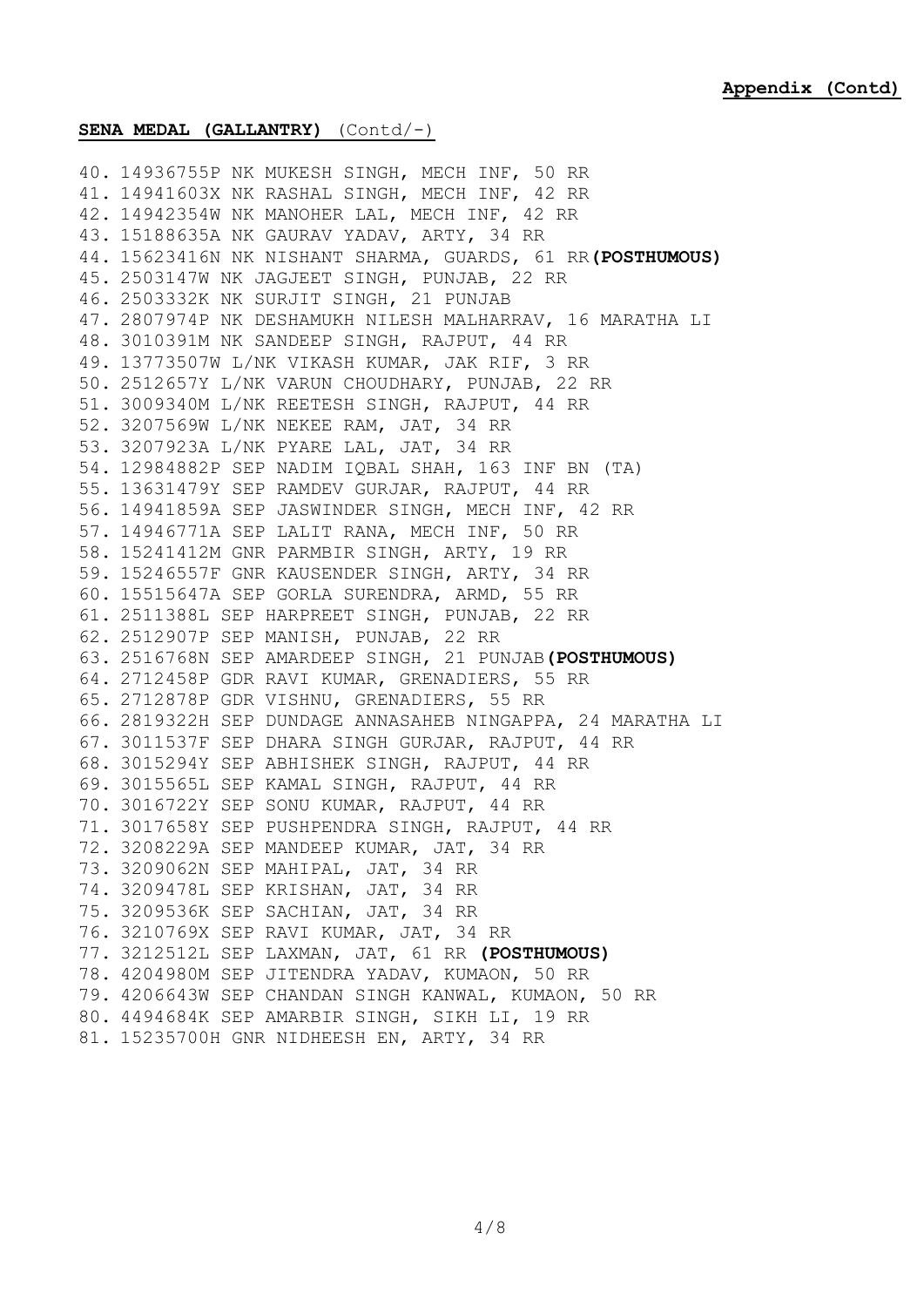**Appendix (Contd)**

**SENA MEDAL (GALLANTRY)** (Contd/-)

40. 14936755P NK MUKESH SINGH, MECH INF, 50 RR
41. 14941603X NK RASHAL SINGH, MECH INF, 42 RR
42. 14942354W NK MANOHER LAL, MECH INF, 42 RR
43. 15188635A NK GAURAV YADAV, ARTY, 34 RR
44. 15623416N NK NISHANT SHARMA, GUARDS, 61 RR **(POSTHUMOUS)**
45. 2503147W NK JAGJEET SINGH, PUNJAB, 22 RR
46. 2503332K NK SURJIT SINGH, 21 PUNJAB
47. 2807974P NK DESHAMUKH NILESH MALHARRAV, 16 MARATHA LI
48. 3010391M NK SANDEEP SINGH, RAJPUT, 44 RR
49. 13773507W L/NK VIKASH KUMAR, JAK RIF, 3 RR
50. 2512657Y L/NK VARUN CHOUDHARY, PUNJAB, 22 RR
51. 3009340M L/NK REETESH SINGH, RAJPUT, 44 RR
52. 3207569W L/NK NEKEE RAM, JAT, 34 RR
53. 3207923A L/NK PYARE LAL, JAT, 34 RR
54. 12984882P SEP NADIM IQBAL SHAH, 163 INF BN (TA)
55. 13631479Y SEP RAMDEV GURJAR, RAJPUT, 44 RR
56. 14941859A SEP JASWINDER SINGH, MECH INF, 42 RR
57. 14946771A SEP LALIT RANA, MECH INF, 50 RR
58. 15241412M GNR PARMBIR SINGH, ARTY, 19 RR
59. 15246557F GNR KAUSENDER SINGH, ARTY, 34 RR
60. 15515647A SEP GORLA SURENDRA, ARMD, 55 RR
61. 2511388L SEP HARPREET SINGH, PUNJAB, 22 RR
62. 2512907P SEP MANISH, PUNJAB, 22 RR
63. 2516768N SEP AMARDEEP SINGH, 21 PUNJAB **(POSTHUMOUS)**
64. 2712458P GDR RAVI KUMAR, GRENADIERS, 55 RR
65. 2712878P GDR VISHNU, GRENADIERS, 55 RR
66. 2819322H SEP DUNDAGE ANNASAHEB NINGAPPA, 24 MARATHA LI
67. 3011537F SEP DHARA SINGH GURJAR, RAJPUT, 44 RR
68. 3015294Y SEP ABHISHEK SINGH, RAJPUT, 44 RR
69. 3015565L SEP KAMAL SINGH, RAJPUT, 44 RR
70. 3016722Y SEP SONU KUMAR, RAJPUT, 44 RR
71. 3017658Y SEP PUSHPENDRA SINGH, RAJPUT, 44 RR
72. 3208229A SEP MANDEEP KUMAR, JAT, 34 RR
73. 3209062N SEP MAHIPAL, JAT, 34 RR
74. 3209478L SEP KRISHAN, JAT, 34 RR
75. 3209536K SEP SACHIAN, JAT, 34 RR
76. 3210769X SEP RAVI KUMAR, JAT, 34 RR
77. 3212512L SEP LAXMAN, JAT, 61 RR **(POSTHUMOUS)**
78. 4204980M SEP JITENDRA YADAV, KUMAON, 50 RR
79. 4206643W SEP CHANDAN SINGH KANWAL, KUMAON, 50 RR
80. 4494684K SEP AMARBIR SINGH, SIKH LI, 19 RR
81. 15235700H GNR NIDHEESH EN, ARTY, 34 RR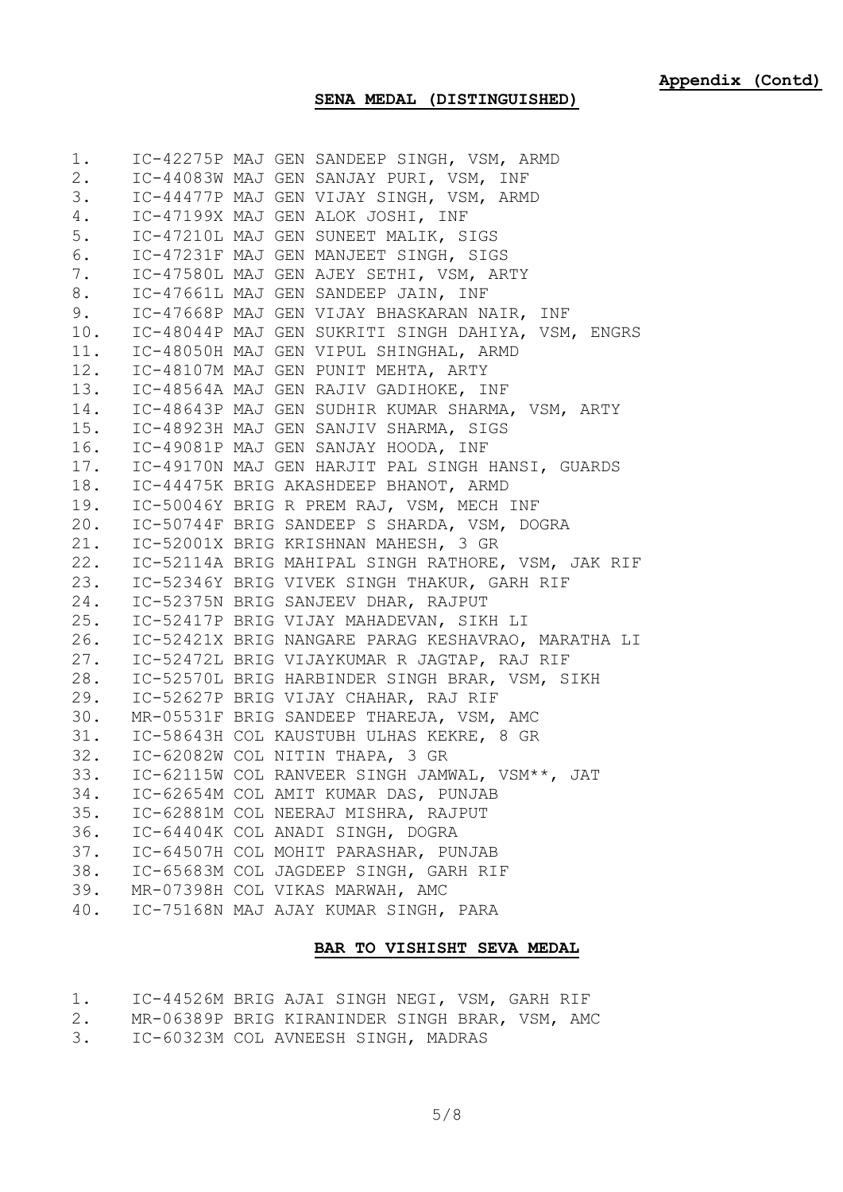**Appendix (Contd)**

## SENA MEDAL (DISTINGUISHED)

1. IC-42275P MAJ GEN SANDEEP SINGH, VSM, ARMD
2. IC-44083W MAJ GEN SANJAY PURI, VSM, INF
3. IC-44477P MAJ GEN VIJAY SINGH, VSM, ARMD
4. IC-47199X MAJ GEN ALOK JOSHI, INF
5. IC-47210L MAJ GEN SUNEET MALIK, SIGS
6. IC-47231F MAJ GEN MANJEET SINGH, SIGS
7. IC-47580L MAJ GEN AJEY SETHI, VSM, ARTY
8. IC-47661L MAJ GEN SANDEEP JAIN, INF
9. IC-47668P MAJ GEN VIJAY BHASKARAN NAIR, INF
10. IC-48044P MAJ GEN SUKRITI SINGH DAHIYA, VSM, ENGRS
11. IC-48050H MAJ GEN VIPUL SHINGHAL, ARMD
12. IC-48107M MAJ GEN PUNIT MEHTA, ARTY
13. IC-48564A MAJ GEN RAJIV GADIHOKE, INF
14. IC-48643P MAJ GEN SUDHIR KUMAR SHARMA, VSM, ARTY
15. IC-48923H MAJ GEN SANJIV SHARMA, SIGS
16. IC-49081P MAJ GEN SANJAY HOODA, INF
17. IC-49170N MAJ GEN HARJIT PAL SINGH HANSI, GUARDS
18. IC-44475K BRIG AKASHDEEP BHANOT, ARMD
19. IC-50046Y BRIG R PREM RAJ, VSM, MECH INF
20. IC-50744F BRIG SANDEEP S SHARDA, VSM, DOGRA
21. IC-52001X BRIG KRISHNAN MAHESH, 3 GR
22. IC-52114A BRIG MAHIPAL SINGH RATHORE, VSM, JAK RIF
23. IC-52346Y BRIG VIVEK SINGH THAKUR, GARH RIF
24. IC-52375N BRIG SANJEEV DHAR, RAJPUT
25. IC-52417P BRIG VIJAY MAHADEVAN, SIKH LI
26. IC-52421X BRIG NANGARE PARAG KESHAVRAO, MARATHA LI
27. IC-52472L BRIG VIJAYKUMAR R JAGTAP, RAJ RIF
28. IC-52570L BRIG HARBINDER SINGH BRAR, VSM, SIKH
29. IC-52627P BRIG VIJAY CHAHAR, RAJ RIF
30. MR-05531F BRIG SANDEEP THAREJA, VSM, AMC
31. IC-58643H COL KAUSTUBH ULHAS KEKRE, 8 GR
32. IC-62082W COL NITIN THAPA, 3 GR
33. IC-62115W COL RANVEER SINGH JAMWAL, VSM**, JAT
34. IC-62654M COL AMIT KUMAR DAS, PUNJAB
35. IC-62881M COL NEERAJ MISHRA, RAJPUT
36. IC-64404K COL ANADI SINGH, DOGRA
37. IC-64507H COL MOHIT PARASHAR, PUNJAB
38. IC-65683M COL JAGDEEP SINGH, GARH RIF
39. MR-07398H COL VIKAS MARWAH, AMC
40. IC-75168N MAJ AJAY KUMAR SINGH, PARA

## BAR TO VISHISHT SEVA MEDAL

1. IC-44526M BRIG AJAI SINGH NEGI, VSM, GARH RIF
2. MR-06389P BRIG KIRANINDER SINGH BRAR, VSM, AMC
3. IC-60323M COL AVNEESH SINGH, MADRAS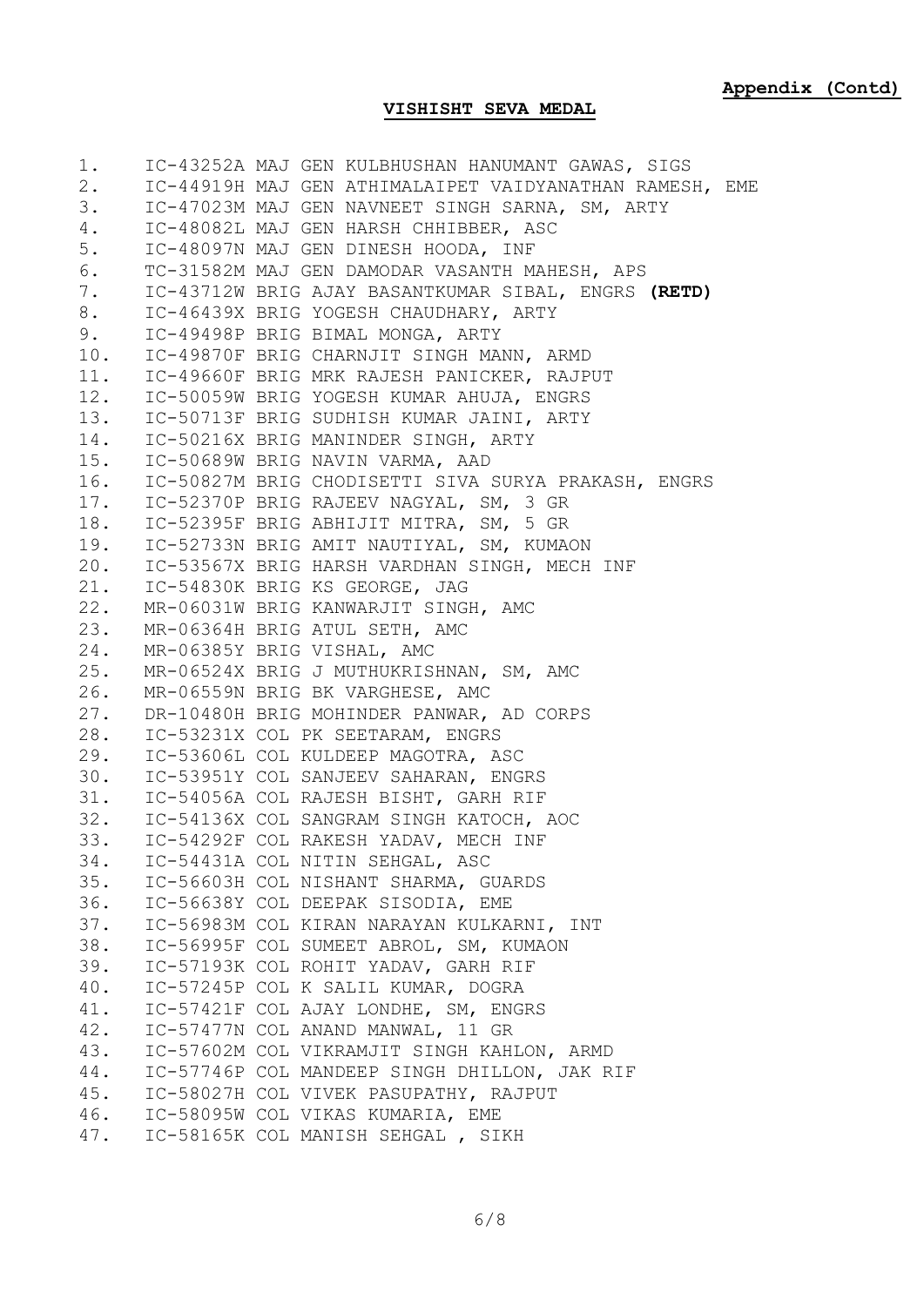**Appendix (Contd)**

**VISHISHT SEVA MEDAL**

1. IC-43252A MAJ GEN KULBHUSHAN HANUMANT GAWAS, SIGS
2. IC-44919H MAJ GEN ATHIMALAIPET VAIDYANATHAN RAMESH, EME
3. IC-47023M MAJ GEN NAVNEET SINGH SARNA, SM, ARTY
4. IC-48082L MAJ GEN HARSH CHHIBBER, ASC
5. IC-48097N MAJ GEN DINESH HOODA, INF
6. TC-31582M MAJ GEN DAMODAR VASANTH MAHESH, APS
7. IC-43712W BRIG AJAY BASANTKUMAR SIBAL, ENGRS **(RETD)**
8. IC-46439X BRIG YOGESH CHAUDHARY, ARTY
9. IC-49498P BRIG BIMAL MONGA, ARTY
10. IC-49870F BRIG CHARNJIT SINGH MANN, ARMD
11. IC-49660F BRIG MRK RAJESH PANICKER, RAJPUT
12. IC-50059W BRIG YOGESH KUMAR AHUJA, ENGRS
13. IC-50713F BRIG SUDHISH KUMAR JAINI, ARTY
14. IC-50216X BRIG MANINDER SINGH, ARTY
15. IC-50689W BRIG NAVIN VARMA, AAD
16. IC-50827M BRIG CHODISETTI SIVA SURYA PRAKASH, ENGRS
17. IC-52370P BRIG RAJEEV NAGYAL, SM, 3 GR
18. IC-52395F BRIG ABHIJIT MITRA, SM, 5 GR
19. IC-52733N BRIG AMIT NAUTIYAL, SM, KUMAON
20. IC-53567X BRIG HARSH VARDHAN SINGH, MECH INF
21. IC-54830K BRIG KS GEORGE, JAG
22. MR-06031W BRIG KANWARJIT SINGH, AMC
23. MR-06364H BRIG ATUL SETH, AMC
24. MR-06385Y BRIG VISHAL, AMC
25. MR-06524X BRIG J MUTHUKRISHNAN, SM, AMC
26. MR-06559N BRIG BK VARGHESE, AMC
27. DR-10480H BRIG MOHINDER PANWAR, AD CORPS
28. IC-53231X COL PK SEETARAM, ENGRS
29. IC-53606L COL KULDEEP MAGOTRA, ASC
30. IC-53951Y COL SANJEEV SAHARAN, ENGRS
31. IC-54056A COL RAJESH BISHT, GARH RIF
32. IC-54136X COL SANGRAM SINGH KATOCH, AOC
33. IC-54292F COL RAKESH YADAV, MECH INF
34. IC-54431A COL NITIN SEHGAL, ASC
35. IC-56603H COL NISHANT SHARMA, GUARDS
36. IC-56638Y COL DEEPAK SISODIA, EME
37. IC-56983M COL KIRAN NARAYAN KULKARNI, INT
38. IC-56995F COL SUMEET ABROL, SM, KUMAON
39. IC-57193K COL ROHIT YADAV, GARH RIF
40. IC-57245P COL K SALIL KUMAR, DOGRA
41. IC-57421F COL AJAY LONDHE, SM, ENGRS
42. IC-57477N COL ANAND MANWAL, 11 GR
43. IC-57602M COL VIKRAMJIT SINGH KAHLON, ARMD
44. IC-57746P COL MANDEEP SINGH DHILLON, JAK RIF
45. IC-58027H COL VIVEK PASUPATHY, RAJPUT
46. IC-58095W COL VIKAS KUMARIA, EME
47. IC-58165K COL MANISH SEHGAL , SIKH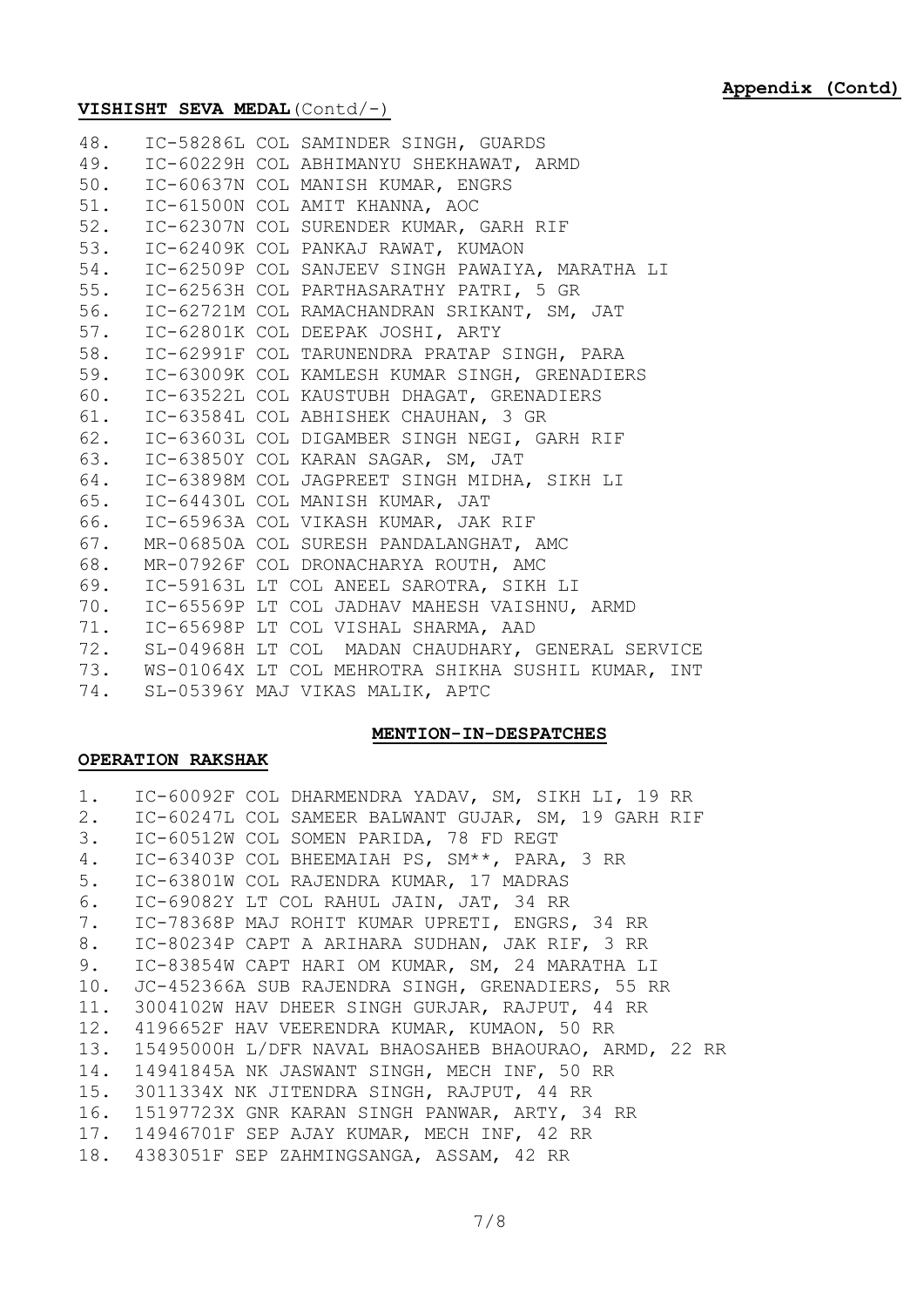**Appendix (Contd)**

**VISHISHT SEVA MEDAL**(Contd/-)

48. IC-58286L COL SAMINDER SINGH, GUARDS
49. IC-60229H COL ABHIMANYU SHEKHAWAT, ARMD
50. IC-60637N COL MANISH KUMAR, ENGRS
51. IC-61500N COL AMIT KHANNA, AOC
52. IC-62307N COL SURENDER KUMAR, GARH RIF
53. IC-62409K COL PANKAJ RAWAT, KUMAON
54. IC-62509P COL SANJEEV SINGH PAWAIYA, MARATHA LI
55. IC-62563H COL PARTHASARATHY PATRI, 5 GR
56. IC-62721M COL RAMACHANDRAN SRIKANT, SM, JAT
57. IC-62801K COL DEEPAK JOSHI, ARTY
58. IC-62991F COL TARUNENDRA PRATAP SINGH, PARA
59. IC-63009K COL KAMLESH KUMAR SINGH, GRENADIERS
60. IC-63522L COL KAUSTUBH DHAGAT, GRENADIERS
61. IC-63584L COL ABHISHEK CHAUHAN, 3 GR
62. IC-63603L COL DIGAMBER SINGH NEGI, GARH RIF
63. IC-63850Y COL KARAN SAGAR, SM, JAT
64. IC-63898M COL JAGPREET SINGH MIDHA, SIKH LI
65. IC-64430L COL MANISH KUMAR, JAT
66. IC-65963A COL VIKASH KUMAR, JAK RIF
67. MR-06850A COL SURESH PANDALANGHAT, AMC
68. MR-07926F COL DRONACHARYA ROUTH, AMC
69. IC-59163L LT COL ANEEL SAROTRA, SIKH LI
70. IC-65569P LT COL JADHAV MAHESH VAISHNU, ARMD
71. IC-65698P LT COL VISHAL SHARMA, AAD
72. SL-04968H LT COL MADAN CHAUDHARY, GENERAL SERVICE
73. WS-01064X LT COL MEHROTRA SHIKHA SUSHIL KUMAR, INT
74. SL-05396Y MAJ VIKAS MALIK, APTC

**MENTION-IN-DESPATCHES**

**OPERATION RAKSHAK**

1. IC-60092F COL DHARMENDRA YADAV, SM, SIKH LI, 19 RR
2. IC-60247L COL SAMEER BALWANT GUJAR, SM, 19 GARH RIF
3. IC-60512W COL SOMEN PARIDA, 78 FD REGT
4. IC-63403P COL BHEEMAIAH PS, SM**, PARA, 3 RR
5. IC-63801W COL RAJENDRA KUMAR, 17 MADRAS
6. IC-69082Y LT COL RAHUL JAIN, JAT, 34 RR
7. IC-78368P MAJ ROHIT KUMAR UPRETI, ENGRS, 34 RR
8. IC-80234P CAPT A ARIHARA SUDHAN, JAK RIF, 3 RR
9. IC-83854W CAPT HARI OM KUMAR, SM, 24 MARATHA LI
10. JC-452366A SUB RAJENDRA SINGH, GRENADIERS, 55 RR
11. 3004102W HAV DHEER SINGH GURJAR, RAJPUT, 44 RR
12. 4196652F HAV VEERENDRA KUMAR, KUMAON, 50 RR
13. 15495000H L/DFR NAVAL BHAOSAHEB BHAOURAO, ARMD, 22 RR
14. 14941845A NK JASWANT SINGH, MECH INF, 50 RR
15. 3011334X NK JITENDRA SINGH, RAJPUT, 44 RR
16. 15197723X GNR KARAN SINGH PANWAR, ARTY, 34 RR
17. 14946701F SEP AJAY KUMAR, MECH INF, 42 RR
18. 4383051F SEP ZAHMINGSANGA, ASSAM, 42 RR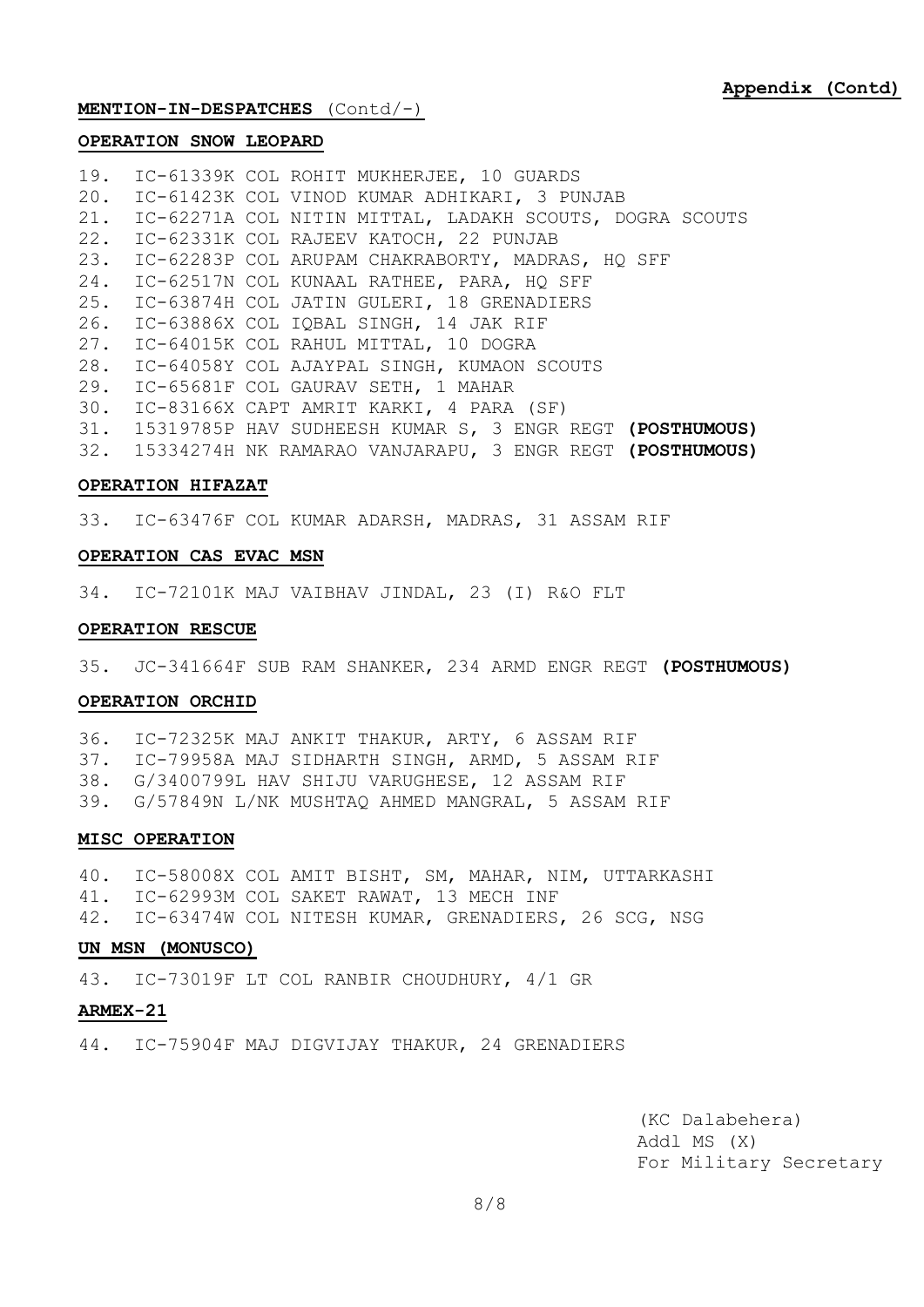**Appendix (Contd)**

**MENTION-IN-DESPATCHES** (Contd/-)

**OPERATION SNOW LEOPARD**

19. IC-61339K COL ROHIT MUKHERJEE, 10 GUARDS
20. IC-61423K COL VINOD KUMAR ADHIKARI, 3 PUNJAB
21. IC-62271A COL NITIN MITTAL, LADAKH SCOUTS, DOGRA SCOUTS
22. IC-62331K COL RAJEEV KATOCH, 22 PUNJAB
23. IC-62283P COL ARUPAM CHAKRABORTY, MADRAS, HQ SFF
24. IC-62517N COL KUNAAL RATHEE, PARA, HQ SFF
25. IC-63874H COL JATIN GULERI, 18 GRENADIERS
26. IC-63886X COL IQBAL SINGH, 14 JAK RIF
27. IC-64015K COL RAHUL MITTAL, 10 DOGRA
28. IC-64058Y COL AJAYPAL SINGH, KUMAON SCOUTS
29. IC-65681F COL GAURAV SETH, 1 MAHAR
30. IC-83166X CAPT AMRIT KARKI, 4 PARA (SF)
31. 15319785P HAV SUDHEESH KUMAR S, 3 ENGR REGT **(POSTHUMOUS)**
32. 15334274H NK RAMARAO VANJARAPU, 3 ENGR REGT **(POSTHUMOUS)**

**OPERATION HIFAZAT**

33. IC-63476F COL KUMAR ADARSH, MADRAS, 31 ASSAM RIF

**OPERATION CAS EVAC MSN**

34. IC-72101K MAJ VAIBHAV JINDAL, 23 (I) R&O FLT

**OPERATION RESCUE**

35. JC-341664F SUB RAM SHANKER, 234 ARMD ENGR REGT **(POSTHUMOUS)**

**OPERATION ORCHID**

36. IC-72325K MAJ ANKIT THAKUR, ARTY, 6 ASSAM RIF
37. IC-79958A MAJ SIDHARTH SINGH, ARMD, 5 ASSAM RIF
38. G/3400799L HAV SHIJU VARUGHESE, 12 ASSAM RIF
39. G/57849N L/NK MUSHTAQ AHMED MANGRAL, 5 ASSAM RIF

**MISC OPERATION**

40. IC-58008X COL AMIT BISHT, SM, MAHAR, NIM, UTTARKASHI
41. IC-62993M COL SAKET RAWAT, 13 MECH INF
42. IC-63474W COL NITESH KUMAR, GRENADIERS, 26 SCG, NSG

**UN MSN (MONUSCO)**

43. IC-73019F LT COL RANBIR CHOUDHURY, 4/1 GR

**ARMEX-21**

44. IC-75904F MAJ DIGVIJAY THAKUR, 24 GRENADIERS

(KC Dalabehera)
Addl MS (X)
For Military Secretary